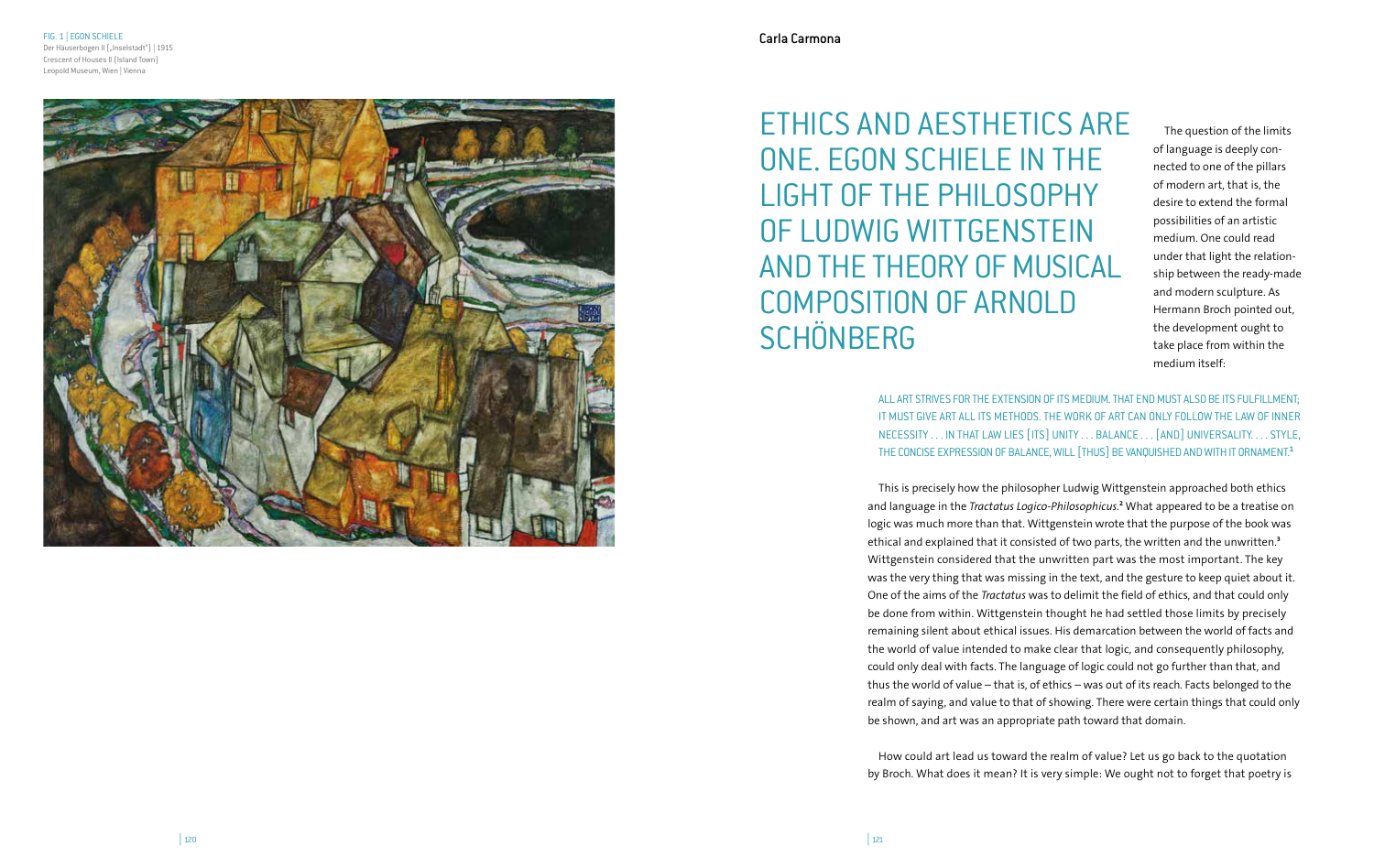FIG. 1 | EGON SCHIELE
Der Hauserbogen II („Inselstadt") | 1915
Crescent of Houses II (Island Town)
Leopold Museum, Wien | Vienna

Carla Carmona

# ETHICS AND AESTHETICS ARE ONE. EGON SCHIELE IN THE LIGHT OF THE PHILOSOPHY OF LUDWIG WITTGENSTEIN AND THE THEORY OF MUSICAL COMPOSITION OF ARNOLD SCHÖNBERG

The question of the limits of language is deeply connected to one of the pillars of modern art, that is, the desire to extend the formal possibilities of an artistic medium. One could read under that light the relationship between the ready-made and modern sculpture. As Hermann Broch pointed out, the development ought to take place from within the medium itself:

> ALL ART STRIVES FOR THE EXTENSION OF ITS MEDIUM. THAT END MUST ALSO BE ITS FULFILLMENT; IT MUST GIVE ART ALL ITS METHODS. THE WORK OF ART CAN ONLY FOLLOW THE LAW OF INNER NECESSITY . . . IN THAT LAW LIES [ITS] UNITY . . . BALANCE . . . [AND] UNIVERSALITY. . . . STYLE, THE CONCISE EXPRESSION OF BALANCE, WILL [THUS] BE VANQUISHED AND WITH IT ORNAMENT.[1]

This is precisely how the philosopher Ludwig Wittgenstein approached both ethics and language in the *Tractatus Logico-Philosophicus*.[2] What appeared to be a treatise on logic was much more than that. Wittgenstein wrote that the purpose of the book was ethical and explained that it consisted of two parts, the written and the unwritten.[3] Wittgenstein considered that the unwritten part was the most important. The key was the very thing that was missing in the text, and the gesture to keep quiet about it. One of the aims of the *Tractatus* was to delimit the field of ethics, and that could only be done from within. Wittgenstein thought he had settled those limits by precisely remaining silent about ethical issues. His demarcation between the world of facts and the world of value intended to make clear that logic, and consequently philosophy, could only deal with facts. The language of logic could not go further than that, and thus the world of value – that is, of ethics – was out of its reach. Facts belonged to the realm of saying, and value to that of showing. There were certain things that could only be shown, and art was an appropriate path toward that domain.

How could art lead us toward the realm of value? Let us go back to the quotation by Broch. What does it mean? It is very simple: We ought not to forget that poetry is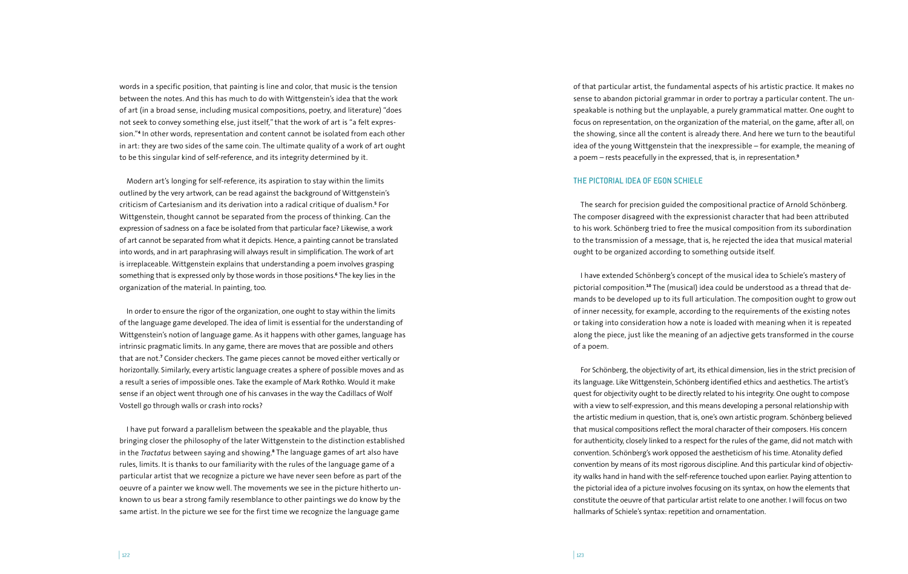words in a specific position, that painting is line and color, that music is the tension between the notes. And this has much to do with Wittgenstein's idea that the work of art (in a broad sense, including musical compositions, poetry, and literature) "does not seek to convey something else, just itself," that the work of art is "a felt expression."[4] In other words, representation and content cannot be isolated from each other in art: they are two sides of the same coin. The ultimate quality of a work of art ought to be this singular kind of self-reference, and its integrity determined by it.

Modern art's longing for self-reference, its aspiration to stay within the limits outlined by the very artwork, can be read against the background of Wittgenstein's criticism of Cartesianism and its derivation into a radical critique of dualism.[5] For Wittgenstein, thought cannot be separated from the process of thinking. Can the expression of sadness on a face be isolated from that particular face? Likewise, a work of art cannot be separated from what it depicts. Hence, a painting cannot be translated into words, and in art paraphrasing will always result in simplification. The work of art is irreplaceable. Wittgenstein explains that understanding a poem involves grasping something that is expressed only by those words in those positions.[6] The key lies in the organization of the material. In painting, too.

In order to ensure the rigor of the organization, one ought to stay within the limits of the language game developed. The idea of limit is essential for the understanding of Wittgenstein's notion of language game. As it happens with other games, language has intrinsic pragmatic limits. In any game, there are moves that are possible and others that are not.[7] Consider checkers. The game pieces cannot be moved either vertically or horizontally. Similarly, every artistic language creates a sphere of possible moves and as a result a series of impossible ones. Take the example of Mark Rothko. Would it make sense if an object went through one of his canvases in the way the Cadillacs of Wolf Vostell go through walls or crash into rocks?

I have put forward a parallelism between the speakable and the playable, thus bringing closer the philosophy of the later Wittgenstein to the distinction established in the *Tractatus* between saying and showing.[8] The language games of art also have rules, limits. It is thanks to our familiarity with the rules of the language game of a particular artist that we recognize a picture we have never seen before as part of the oeuvre of a painter we know well. The movements we see in the picture hitherto unknown to us bear a strong family resemblance to other paintings we do know by the same artist. In the picture we see for the first time we recognize the language game of that particular artist, the fundamental aspects of his artistic practice. It makes no sense to abandon pictorial grammar in order to portray a particular content. The unspeakable is nothing but the unplayable, a purely grammatical matter. One ought to focus on representation, on the organization of the material, on the game, after all, on the showing, since all the content is already there. And here we turn to the beautiful idea of the young Wittgenstein that the inexpressible – for example, the meaning of a poem – rests peacefully in the expressed, that is, in representation.[9]

## THE PICTORIAL IDEA OF EGON SCHIELE

The search for precision guided the compositional practice of Arnold Schönberg. The composer disagreed with the expressionist character that had been attributed to his work. Schönberg tried to free the musical composition from its subordination to the transmission of a message, that is, he rejected the idea that musical material ought to be organized according to something outside itself.

I have extended Schönberg's concept of the musical idea to Schiele's mastery of pictorial composition.[10] The (musical) idea could be understood as a thread that demands to be developed up to its full articulation. The composition ought to grow out of inner necessity, for example, according to the requirements of the existing notes or taking into consideration how a note is loaded with meaning when it is repeated along the piece, just like the meaning of an adjective gets transformed in the course of a poem.

For Schönberg, the objectivity of art, its ethical dimension, lies in the strict precision of its language. Like Wittgenstein, Schönberg identified ethics and aesthetics. The artist's quest for objectivity ought to be directly related to his integrity. One ought to compose with a view to self-expression, and this means developing a personal relationship with the artistic medium in question, that is, one's own artistic program. Schönberg believed that musical compositions reflect the moral character of their composers. His concern for authenticity, closely linked to a respect for the rules of the game, did not match with convention. Schönberg's work opposed the aestheticism of his time. Atonality defied convention by means of its most rigorous discipline. And this particular kind of objectivity walks hand in hand with the self-reference touched upon earlier. Paying attention to the pictorial idea of a picture involves focusing on its syntax, on how the elements that constitute the oeuvre of that particular artist relate to one another. I will focus on two hallmarks of Schiele's syntax: repetition and ornamentation.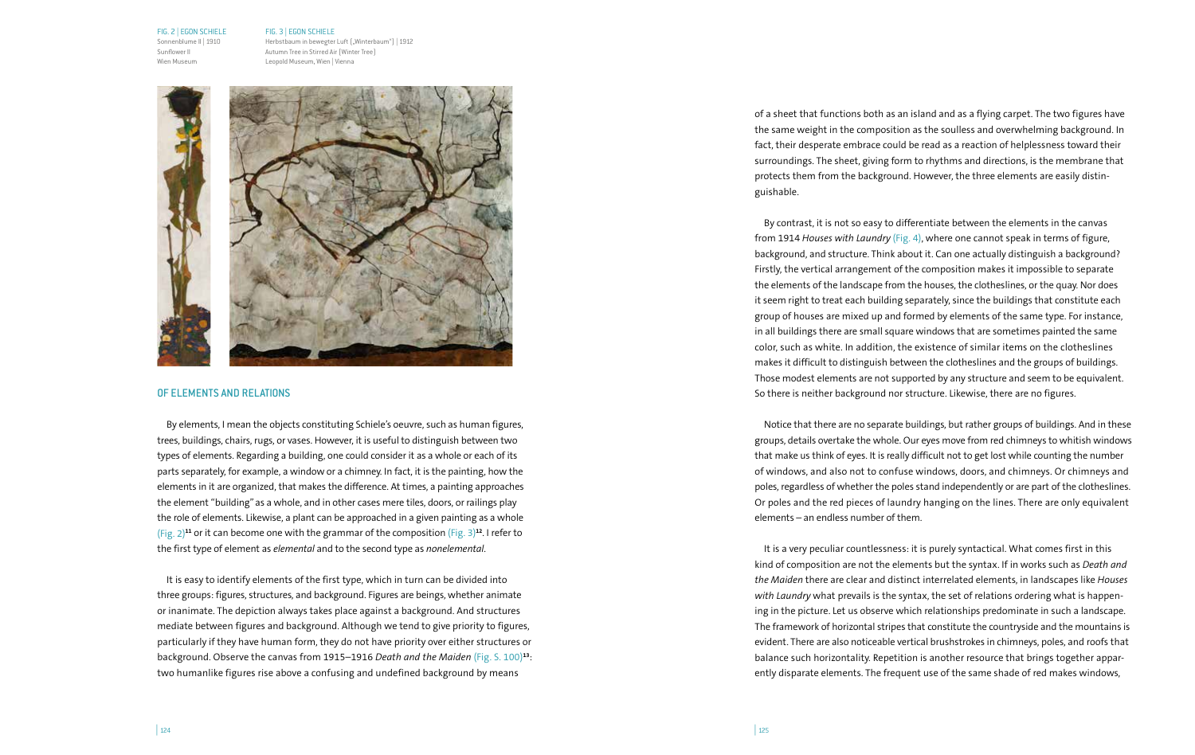FIG. 2 | EGON SCHIELE
Sonnenblume II | 1910
Sunflower II
Wien Museum

FIG. 3 | EGON SCHIELE
Herbstbaum in bewegter Luft („Winterbaum") | 1912
Autumn Tree in Stirred Air [Winter Tree]
Leopold Museum, Wien | Vienna

## OF ELEMENTS AND RELATIONS

By elements, I mean the objects constituting Schiele's oeuvre, such as human figures, trees, buildings, chairs, rugs, or vases. However, it is useful to distinguish between two types of elements. Regarding a building, one could consider it as a whole or each of its parts separately, for example, a window or a chimney. In fact, it is the painting, how the elements in it are organized, that makes the difference. At times, a painting approaches the element "building" as a whole, and in other cases mere tiles, doors, or railings play the role of elements. Likewise, a plant can be approached in a given painting as a whole (Fig. 2)[11] or it can become one with the grammar of the composition (Fig. 3)[12]. I refer to the first type of element as *elemental* and to the second type as *nonelemental*.

It is easy to identify elements of the first type, which in turn can be divided into three groups: figures, structures, and background. Figures are beings, whether animate or inanimate. The depiction always takes place against a background. And structures mediate between figures and background. Although we tend to give priority to figures, particularly if they have human form, they do not have priority over either structures or background. Observe the canvas from 1915–1916 *Death and the Maiden* (Fig. S. 100)[13]: two humanlike figures rise above a confusing and undefined background by means of a sheet that functions both as an island and as a flying carpet. The two figures have the same weight in the composition as the soulless and overwhelming background. In fact, their desperate embrace could be read as a reaction of helplessness toward their surroundings. The sheet, giving form to rhythms and directions, is the membrane that protects them from the background. However, the three elements are easily distinguishable.

By contrast, it is not so easy to differentiate between the elements in the canvas from 1914 *Houses with Laundry* (Fig. 4), where one cannot speak in terms of figure, background, and structure. Think about it. Can one actually distinguish a background? Firstly, the vertical arrangement of the composition makes it impossible to separate the elements of the landscape from the houses, the clotheslines, or the quay. Nor does it seem right to treat each building separately, since the buildings that constitute each group of houses are mixed up and formed by elements of the same type. For instance, in all buildings there are small square windows that are sometimes painted the same color, such as white. In addition, the existence of similar items on the clotheslines makes it difficult to distinguish between the clotheslines and the groups of buildings. Those modest elements are not supported by any structure and seem to be equivalent. So there is neither background nor structure. Likewise, there are no figures.

Notice that there are no separate buildings, but rather groups of buildings. And in these groups, details overtake the whole. Our eyes move from red chimneys to whitish windows that make us think of eyes. It is really difficult not to get lost while counting the number of windows, and also not to confuse windows, doors, and chimneys. Or chimneys and poles, regardless of whether the poles stand independently or are part of the clotheslines. Or poles and the red pieces of laundry hanging on the lines. There are only equivalent elements – an endless number of them.

It is a very peculiar countlessness: it is purely syntactical. What comes first in this kind of composition are not the elements but the syntax. If in works such as *Death and the Maiden* there are clear and distinct interrelated elements, in landscapes like *Houses with Laundry* what prevails is the syntax, the set of relations ordering what is happening in the picture. Let us observe which relationships predominate in such a landscape. The framework of horizontal stripes that constitute the countryside and the mountains is evident. There are also noticeable vertical brushstrokes in chimneys, poles, and roofs that balance such horizontality. Repetition is another resource that brings together apparently disparate elements. The frequent use of the same shade of red makes windows,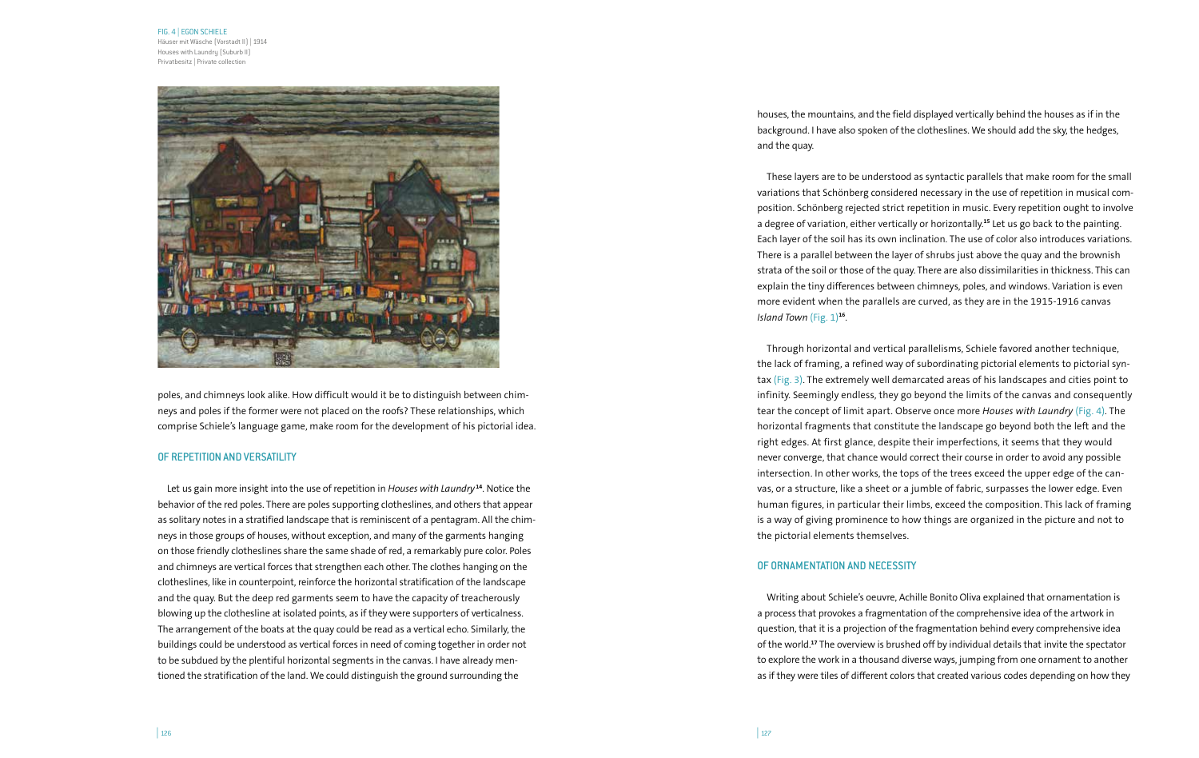FIG. 4 | EGON SCHIELE
Häuser mit Wäsche (Vorstadt II) | 1914
Houses with Laundry (Suburb II)
Privatbesitz | Private collection

poles, and chimneys look alike. How difficult would it be to distinguish between chimneys and poles if the former were not placed on the roofs? These relationships, which comprise Schiele's language game, make room for the development of his pictorial idea.

## OF REPETITION AND VERSATILITY

Let us gain more insight into the use of repetition in *Houses with Laundry*[14]. Notice the behavior of the red poles. There are poles supporting clotheslines, and others that appear as solitary notes in a stratified landscape that is reminiscent of a pentagram. All the chimneys in those groups of houses, without exception, and many of the garments hanging on those friendly clotheslines share the same shade of red, a remarkably pure color. Poles and chimneys are vertical forces that strengthen each other. The clothes hanging on the clotheslines, like in counterpoint, reinforce the horizontal stratification of the landscape and the quay. But the deep red garments seem to have the capacity of treacherously blowing up the clothesline at isolated points, as if they were supporters of verticalness. The arrangement of the boats at the quay could be read as a vertical echo. Similarly, the buildings could be understood as vertical forces in need of coming together in order not to be subdued by the plentiful horizontal segments in the canvas. I have already mentioned the stratification of the land. We could distinguish the ground surrounding the houses, the mountains, and the field displayed vertically behind the houses as if in the background. I have also spoken of the clotheslines. We should add the sky, the hedges, and the quay.

These layers are to be understood as syntactic parallels that make room for the small variations that Schönberg considered necessary in the use of repetition in musical composition. Schönberg rejected strict repetition in music. Every repetition ought to involve a degree of variation, either vertically or horizontally.[15] Let us go back to the painting. Each layer of the soil has its own inclination. The use of color also introduces variations. There is a parallel between the layer of shrubs just above the quay and the brownish strata of the soil or those of the quay. There are also dissimilarities in thickness. This can explain the tiny differences between chimneys, poles, and windows. Variation is even more evident when the parallels are curved, as they are in the 1915-1916 canvas *Island Town* (Fig. 1)[16].

Through horizontal and vertical parallelisms, Schiele favored another technique, the lack of framing, a refined way of subordinating pictorial elements to pictorial syntax (Fig. 3). The extremely well demarcated areas of his landscapes and cities point to infinity. Seemingly endless, they go beyond the limits of the canvas and consequently tear the concept of limit apart. Observe once more *Houses with Laundry* (Fig. 4). The horizontal fragments that constitute the landscape go beyond both the left and the right edges. At first glance, despite their imperfections, it seems that they would never converge, that chance would correct their course in order to avoid any possible intersection. In other works, the tops of the trees exceed the upper edge of the canvas, or a structure, like a sheet or a jumble of fabric, surpasses the lower edge. Even human figures, in particular their limbs, exceed the composition. This lack of framing is a way of giving prominence to how things are organized in the picture and not to the pictorial elements themselves.

## OF ORNAMENTATION AND NECESSITY

Writing about Schiele's oeuvre, Achille Bonito Oliva explained that ornamentation is a process that provokes a fragmentation of the comprehensive idea of the artwork in question, that it is a projection of the fragmentation behind every comprehensive idea of the world.[17] The overview is brushed off by individual details that invite the spectator to explore the work in a thousand diverse ways, jumping from one ornament to another as if they were tiles of different colors that created various codes depending on how they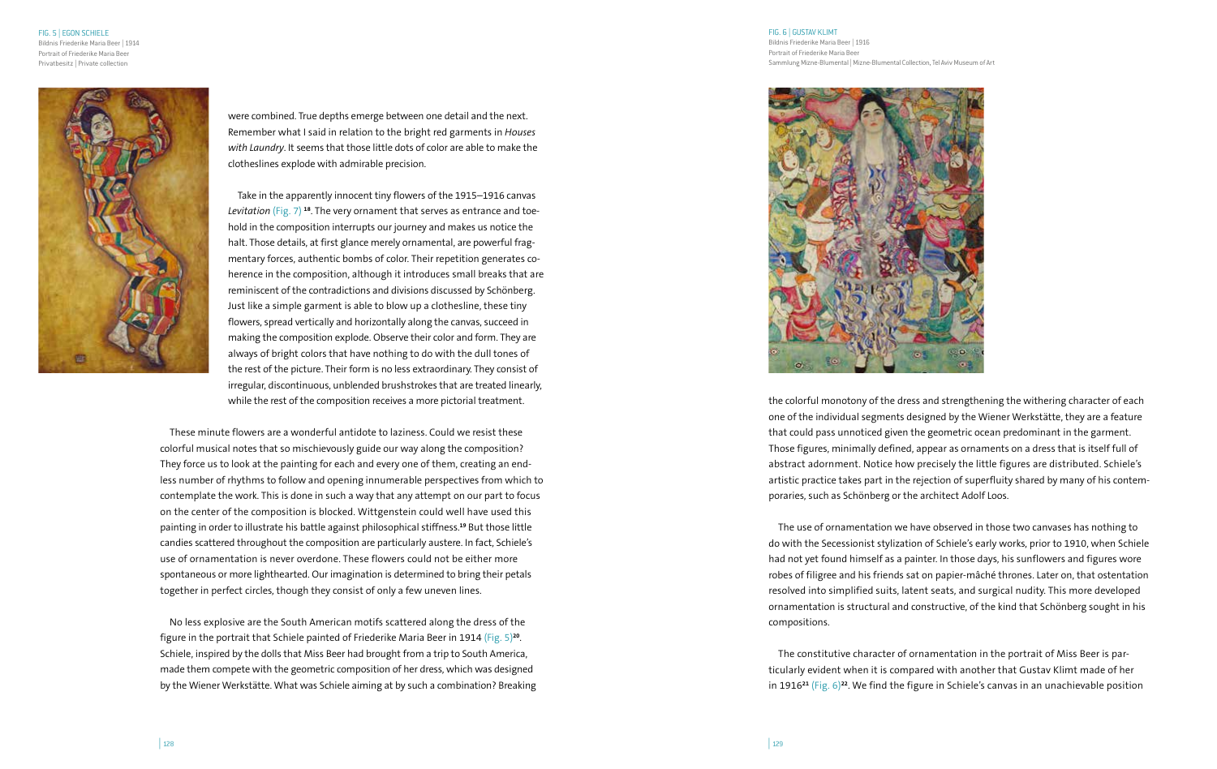FIG. 5 | EGON SCHIELE
Bildnis Friederike Maria Beer | 1914
Portrait of Friederike Maria Beer
Privatbesitz | Private collection

were combined. True depths emerge between one detail and the next. Remember what I said in relation to the bright red garments in *Houses with Laundry*. It seems that those little dots of color are able to make the clotheslines explode with admirable precision.

Take in the apparently innocent tiny flowers of the 1915–1916 canvas *Levitation* (Fig. 7) [18]. The very ornament that serves as entrance and toehold in the composition interrupts our journey and makes us notice the halt. Those details, at first glance merely ornamental, are powerful fragmentary forces, authentic bombs of color. Their repetition generates coherence in the composition, although it introduces small breaks that are reminiscent of the contradictions and divisions discussed by Schönberg. Just like a simple garment is able to blow up a clothesline, these tiny flowers, spread vertically and horizontally along the canvas, succeed in making the composition explode. Observe their color and form. They are always of bright colors that have nothing to do with the dull tones of the rest of the picture. Their form is no less extraordinary. They consist of irregular, discontinuous, unblended brushstrokes that are treated linearly, while the rest of the composition receives a more pictorial treatment.

These minute flowers are a wonderful antidote to laziness. Could we resist these colorful musical notes that so mischievously guide our way along the composition? They force us to look at the painting for each and every one of them, creating an endless number of rhythms to follow and opening innumerable perspectives from which to contemplate the work. This is done in such a way that any attempt on our part to focus on the center of the composition is blocked. Wittgenstein could well have used this painting in order to illustrate his battle against philosophical stiffness.[19] But those little candies scattered throughout the composition are particularly austere. In fact, Schiele's use of ornamentation is never overdone. These flowers could not be either more spontaneous or more lighthearted. Our imagination is determined to bring their petals together in perfect circles, though they consist of only a few uneven lines.

No less explosive are the South American motifs scattered along the dress of the figure in the portrait that Schiele painted of Friederike Maria Beer in 1914 (Fig. 5)[20]. Schiele, inspired by the dolls that Miss Beer had brought from a trip to South America, made them compete with the geometric composition of her dress, which was designed by the Wiener Werkstätte. What was Schiele aiming at by such a combination? Breaking the colorful monotony of the dress and strengthening the withering character of each one of the individual segments designed by the Wiener Werkstätte, they are a feature that could pass unnoticed given the geometric ocean predominant in the garment. Those figures, minimally defined, appear as ornaments on a dress that is itself full of abstract adornment. Notice how precisely the little figures are distributed. Schiele's artistic practice takes part in the rejection of superfluity shared by many of his contemporaries, such as Schönberg or the architect Adolf Loos.

FIG. 6 | GUSTAV KLIMT
Bildnis Friederike Maria Beer | 1916
Portrait of Friederike Maria Beer
Sammlung Mizne-Blumental | Mizne-Blumental Collection, Tel Aviv Museum of Art

The use of ornamentation we have observed in those two canvases has nothing to do with the Secessionist stylization of Schiele's early works, prior to 1910, when Schiele had not yet found himself as a painter. In those days, his sunflowers and figures wore robes of filigree and his friends sat on papier-mâché thrones. Later on, that ostentation resolved into simplified suits, latent seats, and surgical nudity. This more developed ornamentation is structural and constructive, of the kind that Schönberg sought in his compositions.

The constitutive character of ornamentation in the portrait of Miss Beer is particularly evident when it is compared with another that Gustav Klimt made of her in 1916[21] (Fig. 6)[22]. We find the figure in Schiele's canvas in an unachievable position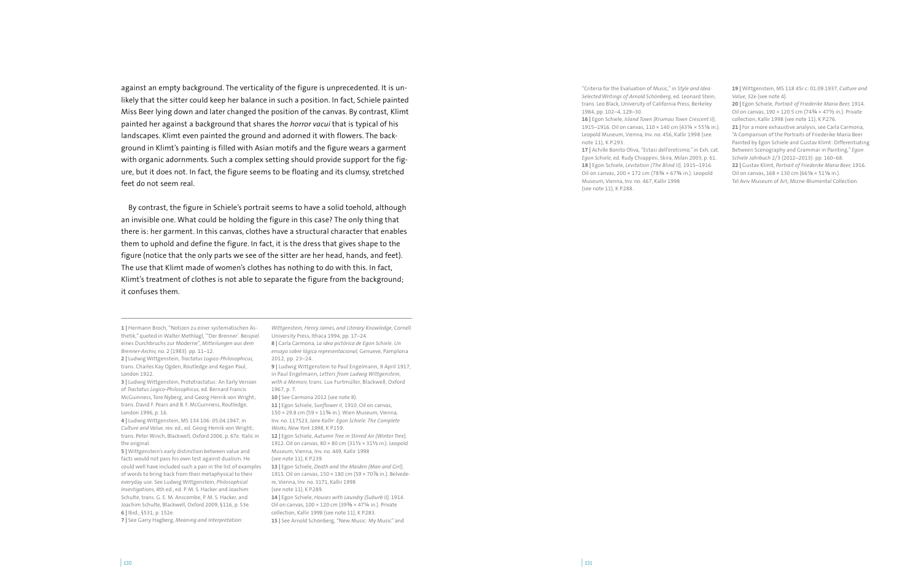against an empty background. The verticality of the figure is unprecedented. It is unlikely that the sitter could keep her balance in such a position. In fact, Schiele painted Miss Beer lying down and later changed the position of the canvas. By contrast, Klimt painted her against a background that shares the *horror vacui* that is typical of his landscapes. Klimt even painted the ground and adorned it with flowers. The background in Klimt's painting is filled with Asian motifs and the figure wears a garment with organic adornments. Such a complex setting should provide support for the figure, but it does not. In fact, the figure seems to be floating and its clumsy, stretched feet do not seem real.

By contrast, the figure in Schiele's portrait seems to have a solid toehold, although an invisible one. What could be holding the figure in this case? The only thing that there is: her garment. In this canvas, clothes have a structural character that enables them to uphold and define the figure. In fact, it is the dress that gives shape to the figure (notice that the only parts we see of the sitter are her head, hands, and feet). The use that Klimt made of women's clothes has nothing to do with this. In fact, Klimt's treatment of clothes is not able to separate the figure from the background; it confuses them.

---

**1 |** Hermann Broch, "Notizen zu einer systematischen Ästhetik," quoted in Walter Methlagl, "'Der Brenner'. Beispiel eines Durchbruchs zur Moderne", *Mitteilungen aus dem Brenner-Archiv*, no. 2 (1983): pp. 11–12.

**2 |** Ludwig Wittgenstein, *Tractatus Logico-Philosophicus*, trans. Charles Kay Ogden, Routledge and Kegan Paul, London 1922.

**3 |** Ludwig Wittgenstein, Prototractatus: An Early Version of *Tractatus Logico-Philosophicus*, ed. Bernard Francis McGuinness, Tore Nyberg, and Georg Henrik von Wright; trans. David F. Pears and B. F. McGuinness, Routledge, London 1996, p. 16.

**4 |** Ludwig Wittgenstein, MS 134 106: 05.04.1947, in *Culture and Value*, rev. ed., ed. Georg Henrik von Wright; trans. Peter Winch, Blackwell, Oxford 2006, p. 67e. Italic in the original.

**5 |** Wittgenstein's early distinction between value and facts would not pass his own test against dualism. He could well have included such a pair in the list of examples of words to bring back from their metaphysical to their everyday use. See Ludwig Wittgenstein, *Philosophical Investigations*, 4th ed., ed. P. M. S. Hacker and Joachim Schulte, trans. G. E. M. Anscombe, P. M. S. Hacker, and Joachim Schulte, Blackwell, Oxford 2009, §116, p. 53e.

**6 |** Ibid., §531, p. 152e.

**7 |** See Garry Hagberg, *Meaning and Interpretation: Wittgenstein, Henry James, and Literary Knowledge*, Cornell University Press, Ithaca 1994, pp. 17–24.

**8 |** Carla Carmona, *La idea pictórica de Egon Schiele. Un ensayo sobre lógica representacional*, Genueve, Pamplona 2012, pp. 23–24.

**9 |** Ludwig Wittgenstein to Paul Engelmann, 9 April 1917, in Paul Engelmann, *Letters from Ludwig Wittgenstein, with a Memoir*, trans. Lux Furtmüller, Blackwell, Oxford 1967, p. 7.

**10 |** See Carmona 2012 (see note 8).

**11 |** Egon Schiele, *Sunflower II*, 1910. Oil on canvas, 150 × 29.8 cm (59 × 11¾ in.). Wien Museum, Vienna, Inv. no. 117523, *Jane Kallir: Egon Schiele: The Complete Works, New York 1998*, K P.159.

**12 |** Egon Schiele, *Autumn Tree in Stirred Air (Winter Tree)*, 1912. Oil on canvas, 80 × 80 cm (31½ × 31½ in.). Leopold Museum, Vienna, Inv. no. 449, Kallir 1998 (see note 11), K P.239.

**13 |** Egon Schiele, *Death and the Maiden (Man and Girl)*, 1915. Oil on canvas, 150 × 180 cm (59 × 70⅞ in.). Belvedere, Vienna, Inv. no. 3171, Kallir 1998 (see note 11), K P.289.

**14 |** Egon Schiele, *Houses with Laundry (Suburb II)*, 1914. Oil on canvas, 100 × 120 cm (39⅜ × 47¼ in.). Private collection, Kallir 1998 (see note 11), K P.283.

**15 |** See Arnold Schönberg, "New Music: My Music" and "Criteria for the Evaluation of Music," in *Style and Idea: Selected Writings of Arnold Schönberg*, ed. Leonard Stein; trans. Leo Black, University of California Press, Berkeley 1984, pp. 102–4, 129–30.

**16 |** Egon Schiele, *Island Town (Krumau Town Crescent II)*, 1915–1916. Oil on canvas, 110 × 140 cm (43¼ × 55⅛ in.). Leopold Museum, Vienna, Inv. no. 456, Kallir 1998 (see note 11), K P.293.

**17 |** Achille Bonito Oliva, "Estasi dell'erotismo," in Exh. cat. *Egon Schiele*, ed. Rudy Chiappini, Skira, Milan 2003, p. 61.

**18 |** Egon Schiele, *Levitation (The Blind II)*, 1915–1916. Oil on canvas, 200 × 172 cm (78¾ × 67¾ in.). Leopold Museum, Vienna, Inv. no. 467, Kallir 1998 (see note 11), K P.288.

**19 |** Wittgenstein, MS 118 45r c: 01.09.1937, *Culture and Value*, 32e (see note 4).

**20 |** Egon Schiele, *Portrait of Friederike Maria Beer*, 1914. Oil on canvas, 190 × 120.5 cm (74¾ × 47½ in.). Private collection, Kallir 1998 (see note 11), K P.276.

**21 |** For a more exhaustive analysis, see Carla Carmona, "A Comparison of the Portraits of Friederike Maria Beer Painted by Egon Schiele and Gustav Klimt: Differentiating Between Scenography and Grammar in Painting," *Egon Schiele Jahrbuch* 2/3 (2012–2013): pp. 160–68.

**22 |** Gustav Klimt, *Portrait of Friederike Maria Beer*, 1916. Oil on canvas, 168 × 130 cm (66⅛ × 51⅛ in.). Tel Aviv Museum of Art, Mizne-Blumental Collection.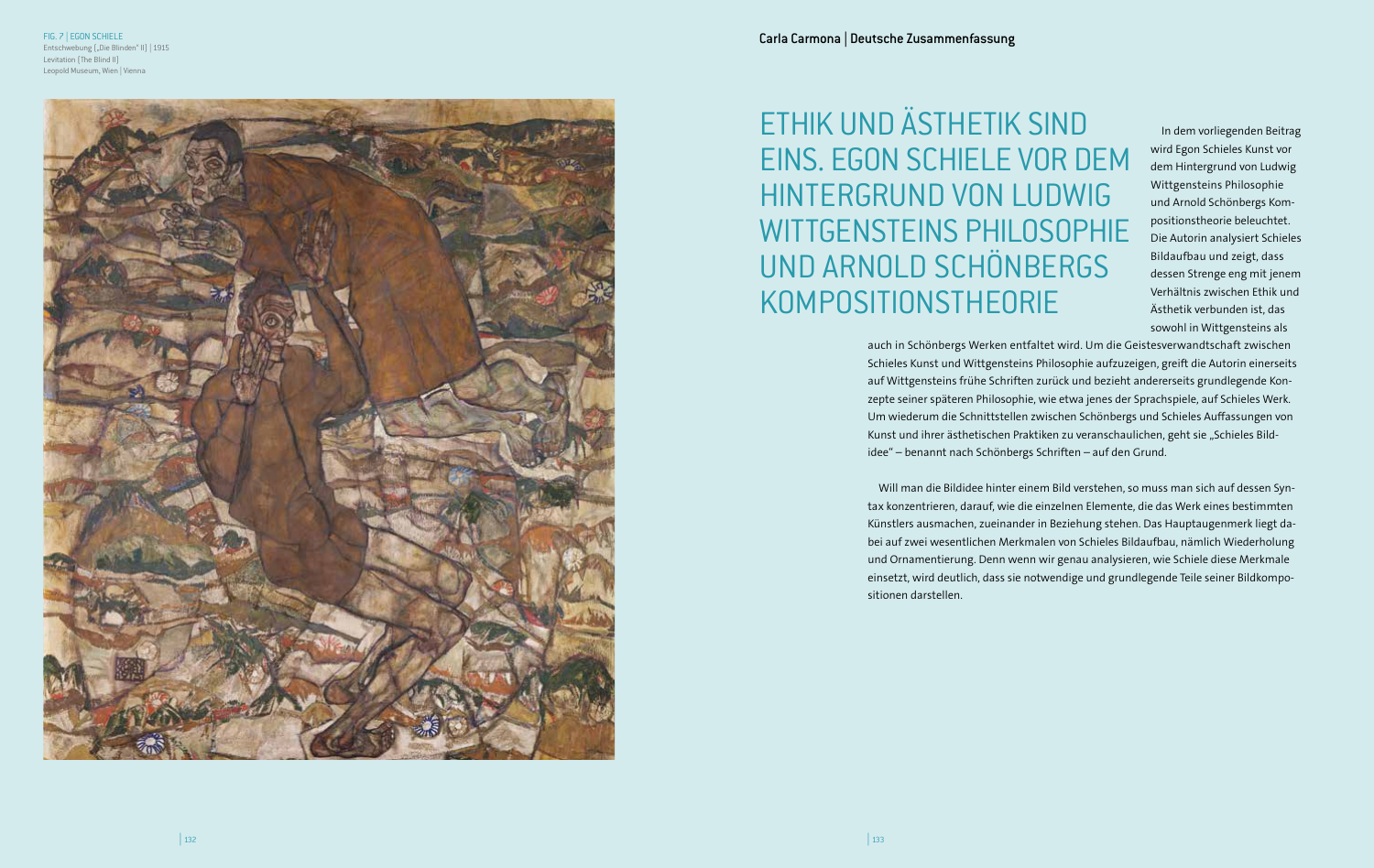FIG. 7 | EGON SCHIELE
Entschwebung („Die Blinden" II) | 1915
Levitation (The Blind II)
Leopold Museum, Wien | Vienna

Carla Carmona | Deutsche Zusammenfassung

# ETHIK UND ÄSTHETIK SIND EINS. EGON SCHIELE VOR DEM HINTERGRUND VON LUDWIG WITTGENSTEINS PHILOSOPHIE UND ARNOLD SCHÖNBERGS KOMPOSITIONSTHEORIE

In dem vorliegenden Beitrag wird Egon Schieles Kunst vor dem Hintergrund von Ludwig Wittgensteins Philosophie und Arnold Schönbergs Kompositionstheorie beleuchtet. Die Autorin analysiert Schieles Bildaufbau und zeigt, dass dessen Strenge eng mit jenem Verhältnis zwischen Ethik und Ästhetik verbunden ist, das sowohl in Wittgensteins als auch in Schönbergs Werken entfaltet wird. Um die Geistesverwandtschaft zwischen Schieles Kunst und Wittgensteins Philosophie aufzuzeigen, greift die Autorin einerseits auf Wittgensteins frühe Schriften zurück und bezieht andererseits grundlegende Konzepte seiner späteren Philosophie, wie etwa jenes der Sprachspiele, auf Schieles Werk. Um wiederum die Schnittstellen zwischen Schönbergs und Schieles Auffassungen von Kunst und ihrer ästhetischen Praktiken zu veranschaulichen, geht sie „Schieles Bildidee" – benannt nach Schönbergs Schriften – auf den Grund.

Will man die Bildidee hinter einem Bild verstehen, so muss man sich auf dessen Syntax konzentrieren, darauf, wie die einzelnen Elemente, die das Werk eines bestimmten Künstlers ausmachen, zueinander in Beziehung stehen. Das Hauptaugenmerk liegt dabei auf zwei wesentlichen Merkmalen von Schieles Bildaufbau, nämlich Wiederholung und Ornamentierung. Denn wenn wir genau analysieren, wie Schiele diese Merkmale einsetzt, wird deutlich, dass sie notwendige und grundlegende Teile seiner Bildkompositionen darstellen.